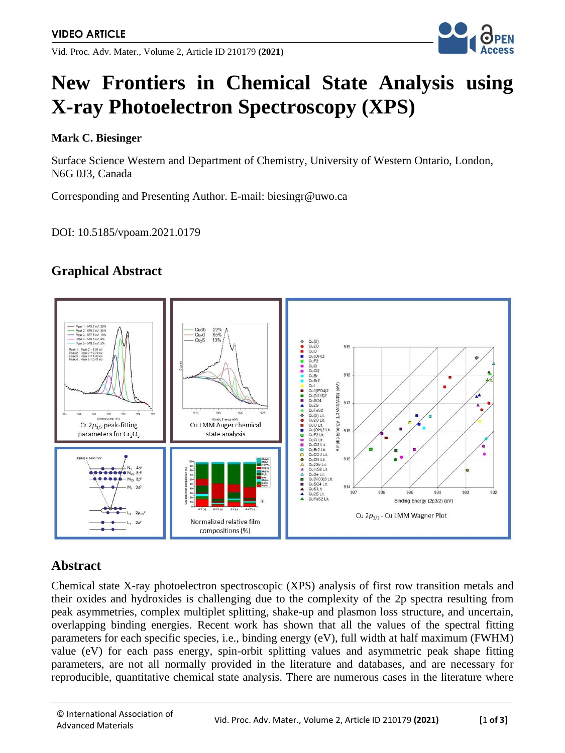VIDEO ARTICLE

# New Frontiers in Chemical State Analysis using X-ray Photoelectron Spectroscopy (XPS)

**Mark C. Biesinger**

Surface Science Western and Department of Chemistry, University of Western Ontario, London, N6G 0J3, Canada

Corresponding and Presenting Author. E-mail: biesingr@uwo.ca

DOI: 10.5185/vpoam.2021.0179

## Graphical Abstract

Cr $2p_{3/2}$ peak-fitting parameters for $Cr_2O_3$

Cu LMM Auger chemical state analysis

Cu $2p_{3/2}$ - Cu LMM Wagner Plot

Normalized relative film compositions (%)

## Abstract

Chemical state X-ray photoelectron spectroscopic (XPS) analysis of first row transition metals and their oxides and hydroxides is challenging due to the complexity of the 2p spectra resulting from peak asymmetries, complex multiplet splitting, shake-up and plasmon loss structure, and uncertain, overlapping binding energies. Recent work has shown that all the values of the spectral fitting parameters for each specific species, i.e., binding energy (eV), full width at half maximum (FWHM) value (eV) for each pass energy, spin-orbit splitting values and asymmetric peak shape fitting parameters, are not all normally provided in the literature and databases, and are necessary for reproducible, quantitative chemical state analysis. There are numerous cases in the literature where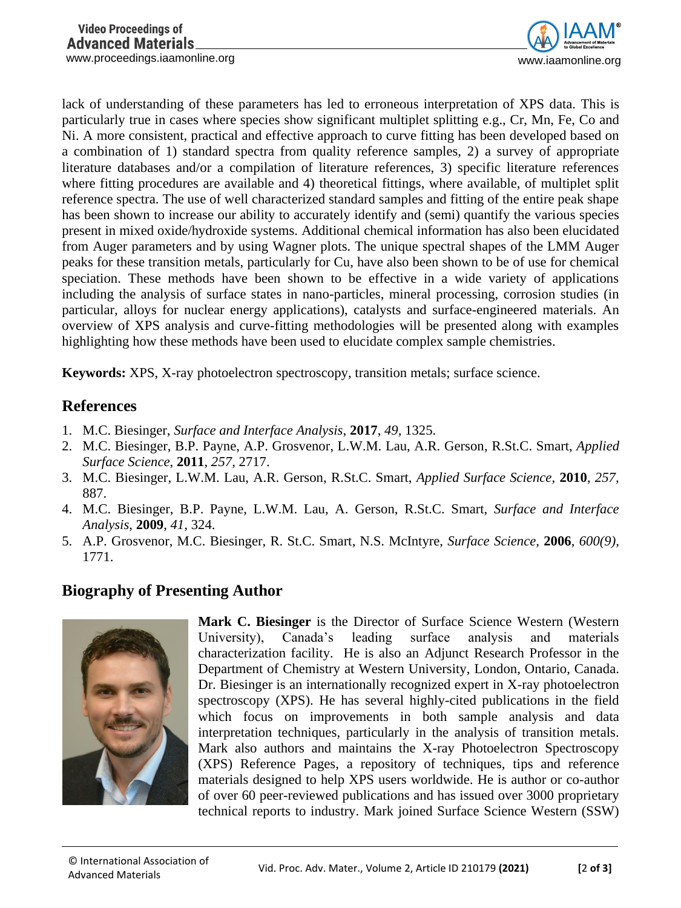lack of understanding of these parameters has led to erroneous interpretation of XPS data. This is particularly true in cases where species show significant multiplet splitting e.g., Cr, Mn, Fe, Co and Ni. A more consistent, practical and effective approach to curve fitting has been developed based on a combination of 1) standard spectra from quality reference samples, 2) a survey of appropriate literature databases and/or a compilation of literature references, 3) specific literature references where fitting procedures are available and 4) theoretical fittings, where available, of multiplet split reference spectra. The use of well characterized standard samples and fitting of the entire peak shape has been shown to increase our ability to accurately identify and (semi) quantify the various species present in mixed oxide/hydroxide systems. Additional chemical information has also been elucidated from Auger parameters and by using Wagner plots. The unique spectral shapes of the LMM Auger peaks for these transition metals, particularly for Cu, have also been shown to be of use for chemical speciation. These methods have been shown to be effective in a wide variety of applications including the analysis of surface states in nano-particles, mineral processing, corrosion studies (in particular, alloys for nuclear energy applications), catalysts and surface-engineered materials. An overview of XPS analysis and curve-fitting methodologies will be presented along with examples highlighting how these methods have been used to elucidate complex sample chemistries.

**Keywords:** XPS, X-ray photoelectron spectroscopy, transition metals; surface science.

## References

1. M.C. Biesinger, *Surface and Interface Analysis*, **2017**, *49,* 1325.
2. M.C. Biesinger, B.P. Payne, A.P. Grosvenor, L.W.M. Lau, A.R. Gerson, R.St.C. Smart, *Applied Surface Science*, **2011**, *257,* 2717.
3. M.C. Biesinger, L.W.M. Lau, A.R. Gerson, R.St.C. Smart, *Applied Surface Science*, **2010**, *257,* 887.
4. M.C. Biesinger, B.P. Payne, L.W.M. Lau, A. Gerson, R.St.C. Smart, *Surface and Interface Analysis*, **2009**, *41,* 324.
5. A.P. Grosvenor, M.C. Biesinger, R. St.C. Smart, N.S. McIntyre, *Surface Science,* **2006**, *600(9),* 1771.

## Biography of Presenting Author

**Mark C. Biesinger** is the Director of Surface Science Western (Western University), Canada's leading surface analysis and materials characterization facility. He is also an Adjunct Research Professor in the Department of Chemistry at Western University, London, Ontario, Canada. Dr. Biesinger is an internationally recognized expert in X-ray photoelectron spectroscopy (XPS). He has several highly-cited publications in the field which focus on improvements in both sample analysis and data interpretation techniques, particularly in the analysis of transition metals. Mark also authors and maintains the X-ray Photoelectron Spectroscopy (XPS) Reference Pages, a repository of techniques, tips and reference materials designed to help XPS users worldwide. He is author or co-author of over 60 peer-reviewed publications and has issued over 3000 proprietary technical reports to industry. Mark joined Surface Science Western (SSW)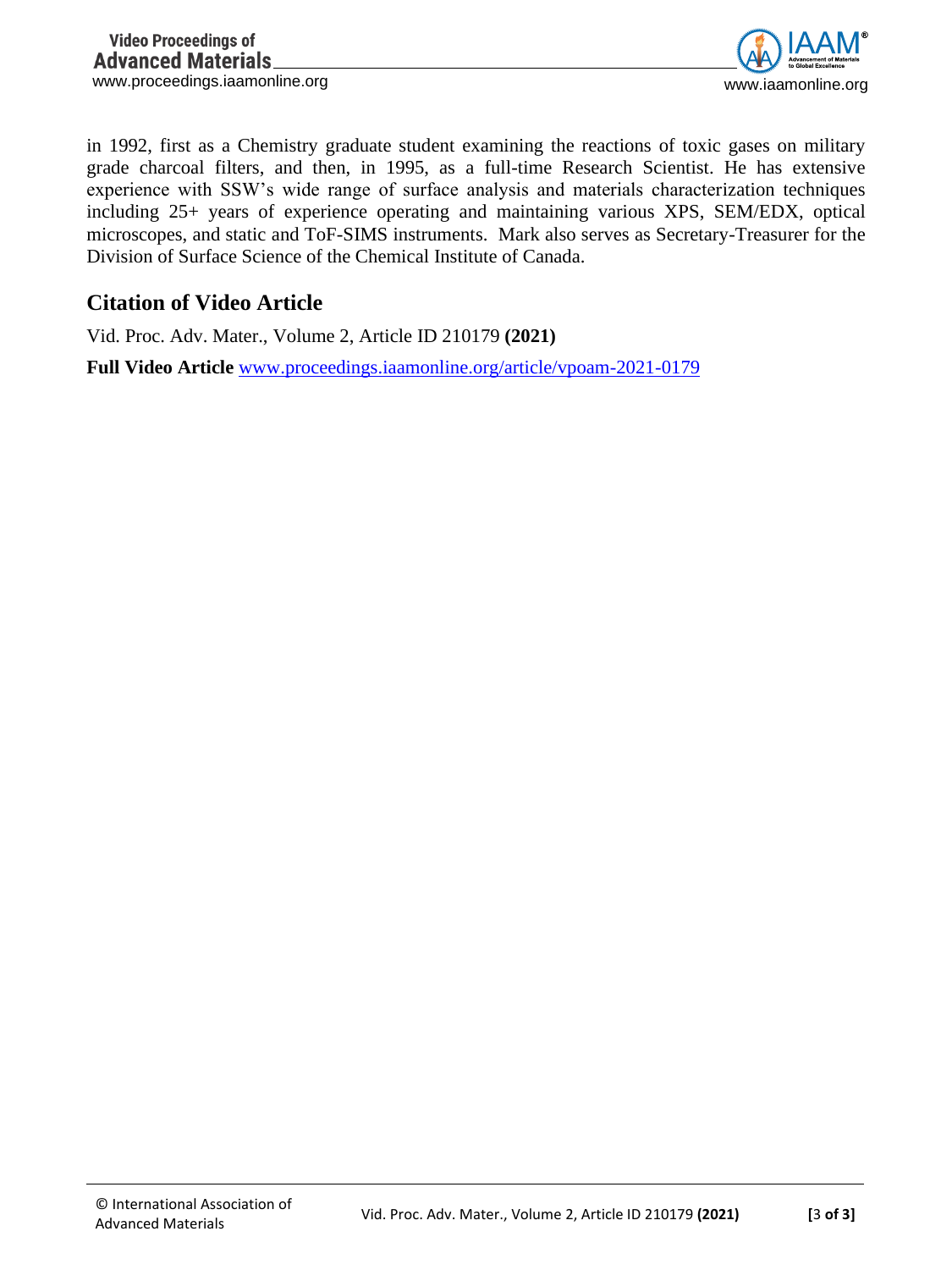in 1992, first as a Chemistry graduate student examining the reactions of toxic gases on military grade charcoal filters, and then, in 1995, as a full-time Research Scientist. He has extensive experience with SSW's wide range of surface analysis and materials characterization techniques including 25+ years of experience operating and maintaining various XPS, SEM/EDX, optical microscopes, and static and ToF-SIMS instruments. Mark also serves as Secretary-Treasurer for the Division of Surface Science of the Chemical Institute of Canada.

## Citation of Video Article

Vid. Proc. Adv. Mater., Volume 2, Article ID 210179 **(2021)**

**Full Video Article** [www.proceedings.iaamonline.org/article/vpoam-2021-0179](http://www.proceedings.iaamonline.org/article/vpoam-2021-0179)